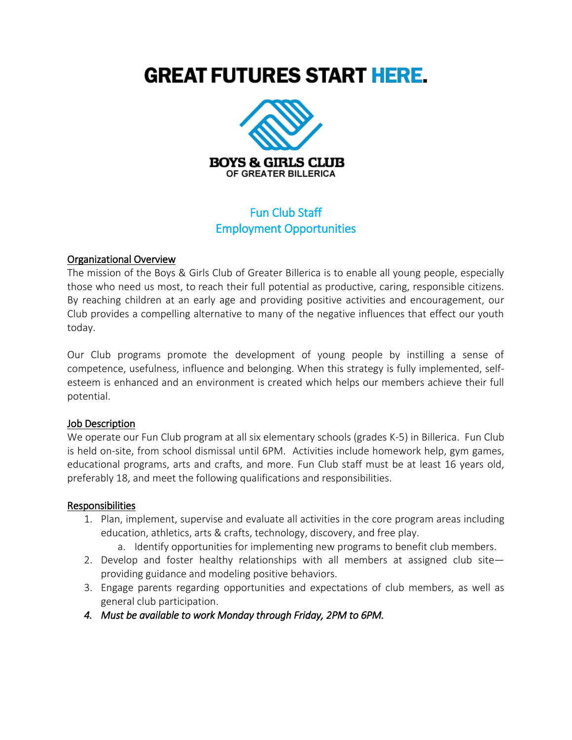# GREAT FUTURES START HERE.

**BOYS & GIRLS CLUB**
OF GREATER BILLERICA

## Fun Club Staff
## Employment Opportunities

### Organizational Overview

The mission of the Boys & Girls Club of Greater Billerica is to enable all young people, especially those who need us most, to reach their full potential as productive, caring, responsible citizens. By reaching children at an early age and providing positive activities and encouragement, our Club provides a compelling alternative to many of the negative influences that effect our youth today.

Our Club programs promote the development of young people by instilling a sense of competence, usefulness, influence and belonging. When this strategy is fully implemented, self-esteem is enhanced and an environment is created which helps our members achieve their full potential.

### Job Description

We operate our Fun Club program at all six elementary schools (grades K-5) in Billerica. Fun Club is held on-site, from school dismissal until 6PM. Activities include homework help, gym games, educational programs, arts and crafts, and more. Fun Club staff must be at least 16 years old, preferably 18, and meet the following qualifications and responsibilities.

### Responsibilities

1. Plan, implement, supervise and evaluate all activities in the core program areas including education, athletics, arts & crafts, technology, discovery, and free play.
   a. Identify opportunities for implementing new programs to benefit club members.
2. Develop and foster healthy relationships with all members at assigned club site—providing guidance and modeling positive behaviors.
3. Engage parents regarding opportunities and expectations of club members, as well as general club participation.
4. *Must be available to work Monday through Friday, 2PM to 6PM.*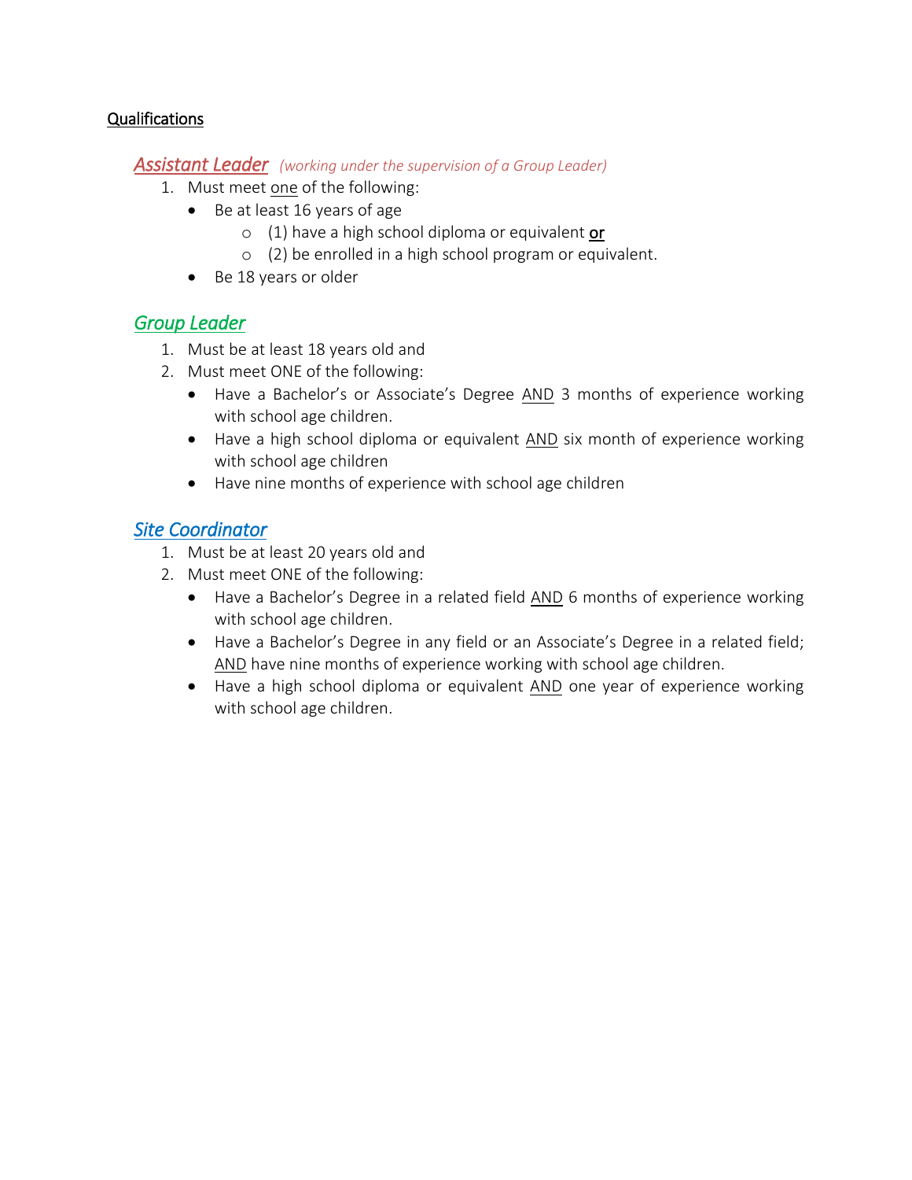## Qualifications

### *Assistant Leader* *(working under the supervision of a Group Leader)*

1. Must meet one of the following:
   - Be at least 16 years of age
     - (1) have a high school diploma or equivalent **or**
     - (2) be enrolled in a high school program or equivalent.
   - Be 18 years or older

### *Group Leader*

1. Must be at least 18 years old and
2. Must meet ONE of the following:
   - Have a Bachelor's or Associate's Degree AND 3 months of experience working with school age children.
   - Have a high school diploma or equivalent AND six month of experience working with school age children
   - Have nine months of experience with school age children

### *Site Coordinator*

1. Must be at least 20 years old and
2. Must meet ONE of the following:
   - Have a Bachelor's Degree in a related field AND 6 months of experience working with school age children.
   - Have a Bachelor's Degree in any field or an Associate's Degree in a related field; AND have nine months of experience working with school age children.
   - Have a high school diploma or equivalent AND one year of experience working with school age children.